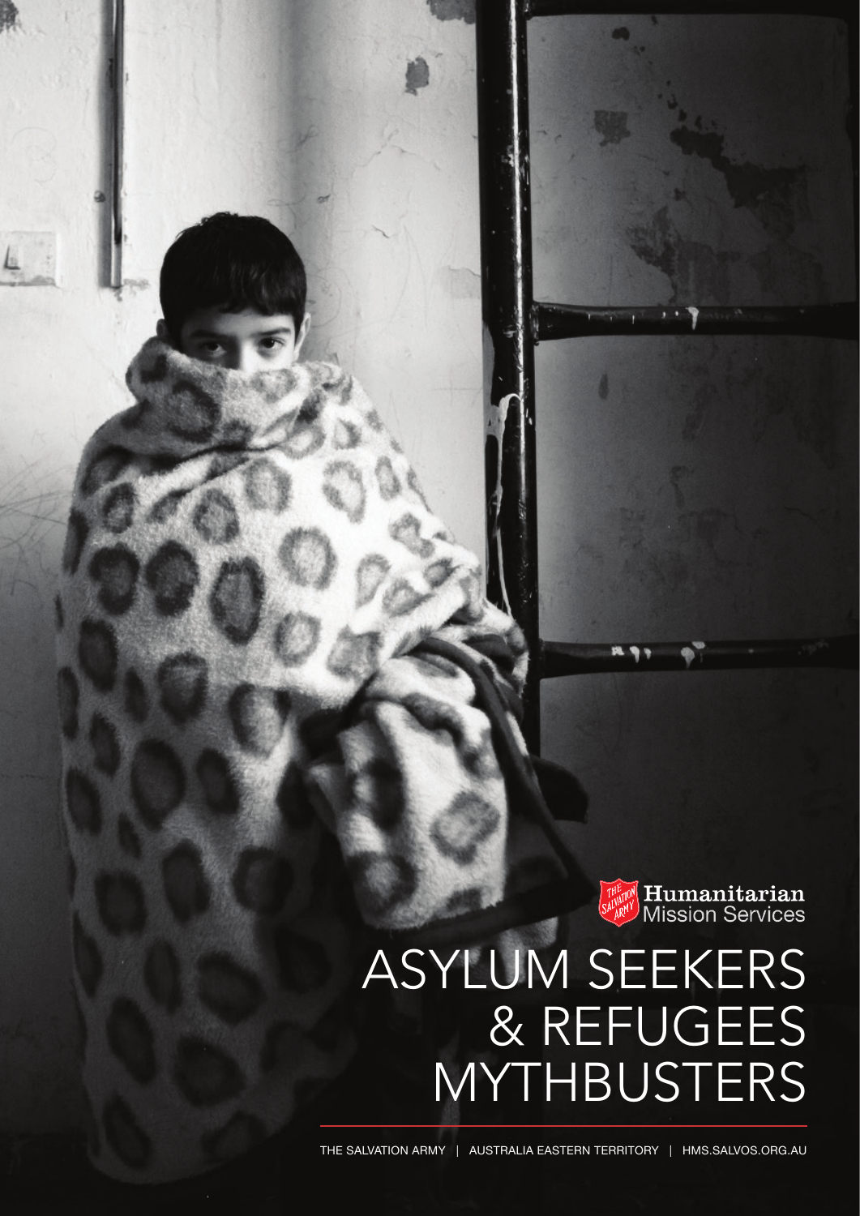The Salvation Army Humanitarian Mission Services

# ASYLUM SEEKERS & REFUGEES MYTHBUSTERS

THE SALVATION ARMY | AUSTRALIA EASTERN TERRITORY | HMS.SALVOS.ORG.AU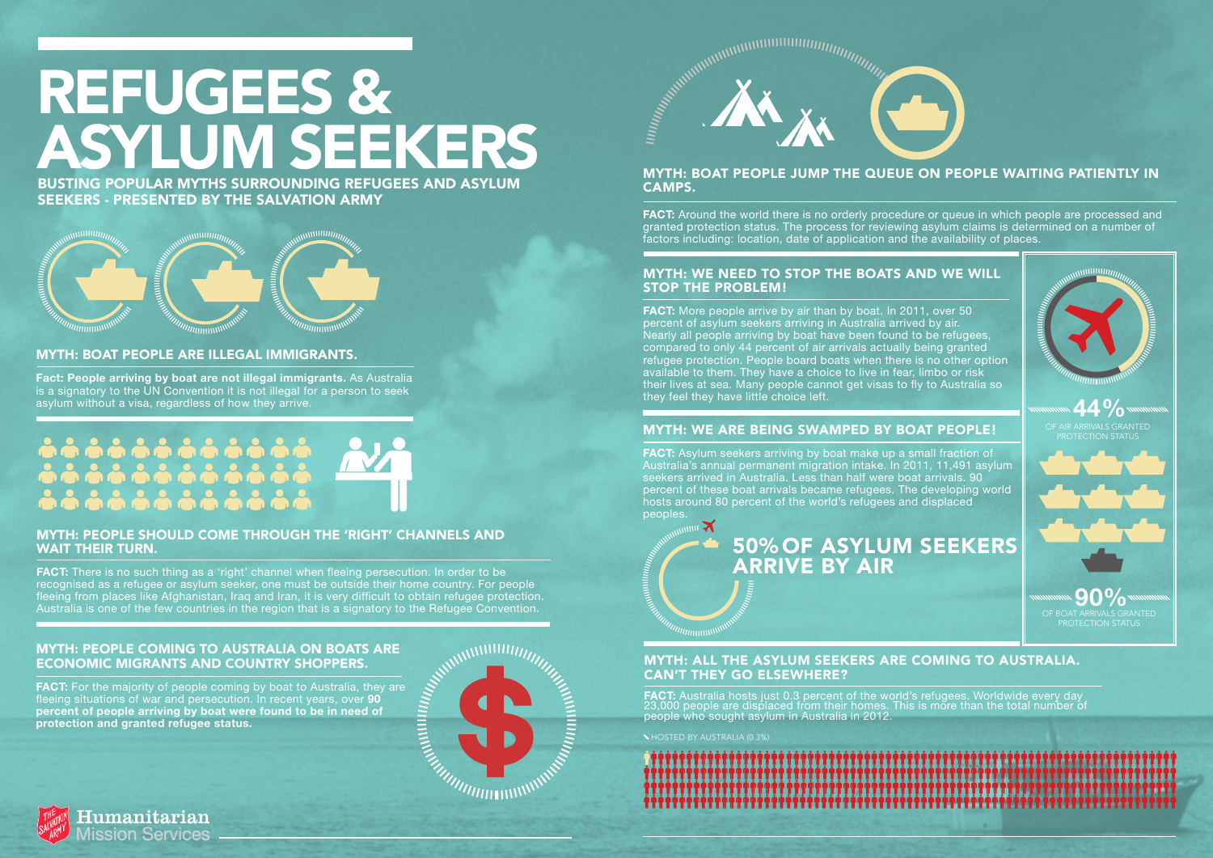# REFUGEES & ASYLUM SEEKERS

**BUSTING POPULAR MYTHS SURROUNDING REFUGEES AND ASYLUM SEEKERS - PRESENTED BY THE SALVATION ARMY**

## MYTH: BOAT PEOPLE ARE ILLEGAL IMMIGRANTS.

**Fact: People arriving by boat are not illegal immigrants.** As Australia is a signatory to the UN Convention it is not illegal for a person to seek asylum without a visa, regardless of how they arrive.

## MYTH: PEOPLE SHOULD COME THROUGH THE 'RIGHT' CHANNELS AND WAIT THEIR TURN.

**FACT:** There is no such thing as a 'right' channel when fleeing persecution. In order to be recognised as a refugee or asylum seeker, one must be outside their home country. For people fleeing from places like Afghanistan, Iraq and Iran, it is very difficult to obtain refugee protection. Australia is one of the few countries in the region that is a signatory to the Refugee Convention.

## MYTH: PEOPLE COMING TO AUSTRALIA ON BOATS ARE ECONOMIC MIGRANTS AND COUNTRY SHOPPERS.

**FACT:** For the majority of people coming by boat to Australia, they are fleeing situations of war and persecution. In recent years, over **90 percent of people arriving by boat were found to be in need of protection and granted refugee status.**

## MYTH: BOAT PEOPLE JUMP THE QUEUE ON PEOPLE WAITING PATIENTLY IN CAMPS.

**FACT:** Around the world there is no orderly procedure or queue in which people are processed and granted protection status. The process for reviewing asylum claims is determined on a number of factors including: location, date of application and the availability of places.

## MYTH: WE NEED TO STOP THE BOATS AND WE WILL STOP THE PROBLEM!

**FACT:** More people arrive by air than by boat. In 2011, over 50 percent of asylum seekers arriving in Australia arrived by air. Nearly all people arriving by boat have been found to be refugees, compared to only 44 percent of air arrivals actually being granted refugee protection. People board boats when there is no other option available to them. They have a choice to live in fear, limbo or risk their lives at sea. Many people cannot get visas to fly to Australia so they feel they have little choice left.

**44%** OF AIR ARRIVALS GRANTED PROTECTION STATUS

## MYTH: WE ARE BEING SWAMPED BY BOAT PEOPLE!

**FACT:** Asylum seekers arriving by boat make up a small fraction of Australia's annual permanent migration intake. In 2011, 11,491 asylum seekers arrived in Australia. Less than half were boat arrivals. 90 percent of these boat arrivals became refugees. The developing world hosts around 80 percent of the world's refugees and displaced peoples.

**50% OF ASYLUM SEEKERS ARRIVE BY AIR**

**90%** OF BOAT ARRIVALS GRANTED PROTECTION STATUS

## MYTH: ALL THE ASYLUM SEEKERS ARE COMING TO AUSTRALIA. CAN'T THEY GO ELSEWHERE?

**FACT:** Australia hosts just 0.3 percent of the world's refugees. Worldwide every day 23,000 people are displaced from their homes. This is more than the total number of people who sought asylum in Australia in 2012.

HOSTED BY AUSTRALIA (0.3%)

Humanitarian Mission Services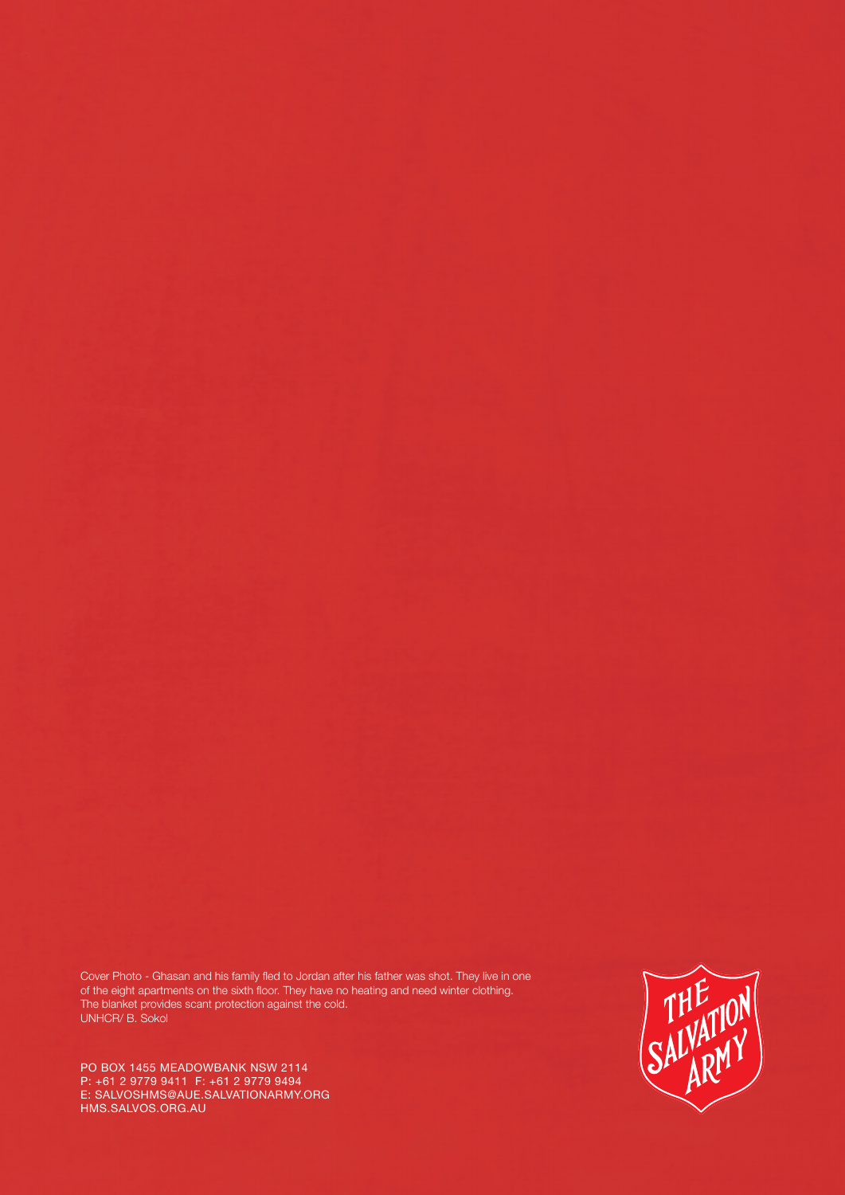Cover Photo - Ghasan and his family fled to Jordan after his father was shot. They live in one of the eight apartments on the sixth floor. They have no heating and need winter clothing. The blanket provides scant protection against the cold.
UNHCR/ B. Sokol

PO BOX 1455 MEADOWBANK NSW 2114
P: +61 2 9779 9411 F: +61 2 9779 9494
E: SALVOSHMS@AUE.SALVATIONARMY.ORG
HMS.SALVOS.ORG.AU